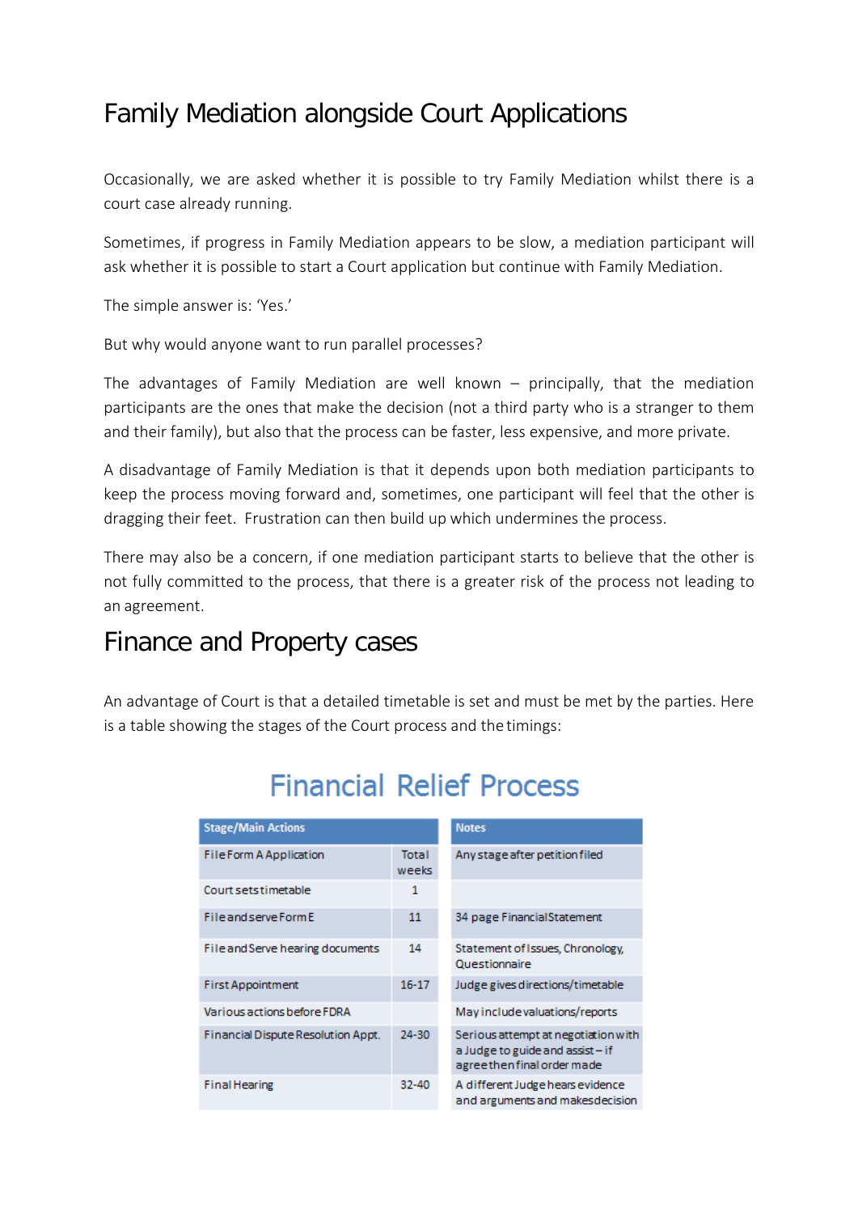# Family Mediation alongside Court Applications

Occasionally, we are asked whether it is possible to try Family Mediation whilst there is a court case already running.

Sometimes, if progress in Family Mediation appears to be slow, a mediation participant will ask whether it is possible to start a Court application but continue with Family Mediation.

The simple answer is: 'Yes.'

But why would anyone want to run parallel processes?

The advantages of Family Mediation are well known – principally, that the mediation participants are the ones that make the decision (not a third party who is a stranger to them and their family), but also that the process can be faster, less expensive, and more private.

A disadvantage of Family Mediation is that it depends upon both mediation participants to keep the process moving forward and, sometimes, one participant will feel that the other is dragging their feet. Frustration can then build up which undermines the process.

There may also be a concern, if one mediation participant starts to believe that the other is not fully committed to the process, that there is a greater risk of the process not leading to an agreement.

## Finance and Property cases

An advantage of Court is that a detailed timetable is set and must be met by the parties. Here is a table showing the stages of the Court process and the timings:

### Financial Relief Process

| Stage/Main Actions | | Notes |
|---|---|---|
| File Form A Application | Total weeks | Any stage after petition filed |
| Court sets timetable | 1 | |
| File and serve Form E | 11 | 34 page Financial Statement |
| File and Serve hearing documents | 14 | Statement of Issues, Chronology, Questionnaire |
| First Appointment | 16-17 | Judge gives directions/timetable |
| Various actions before FDRA | | May include valuations/reports |
| Financial Dispute Resolution Appt. | 24-30 | Serious attempt at negotiation with a Judge to guide and assist – if agree then final order made |
| Final Hearing | 32-40 | A different Judge hears evidence and arguments and makes decision |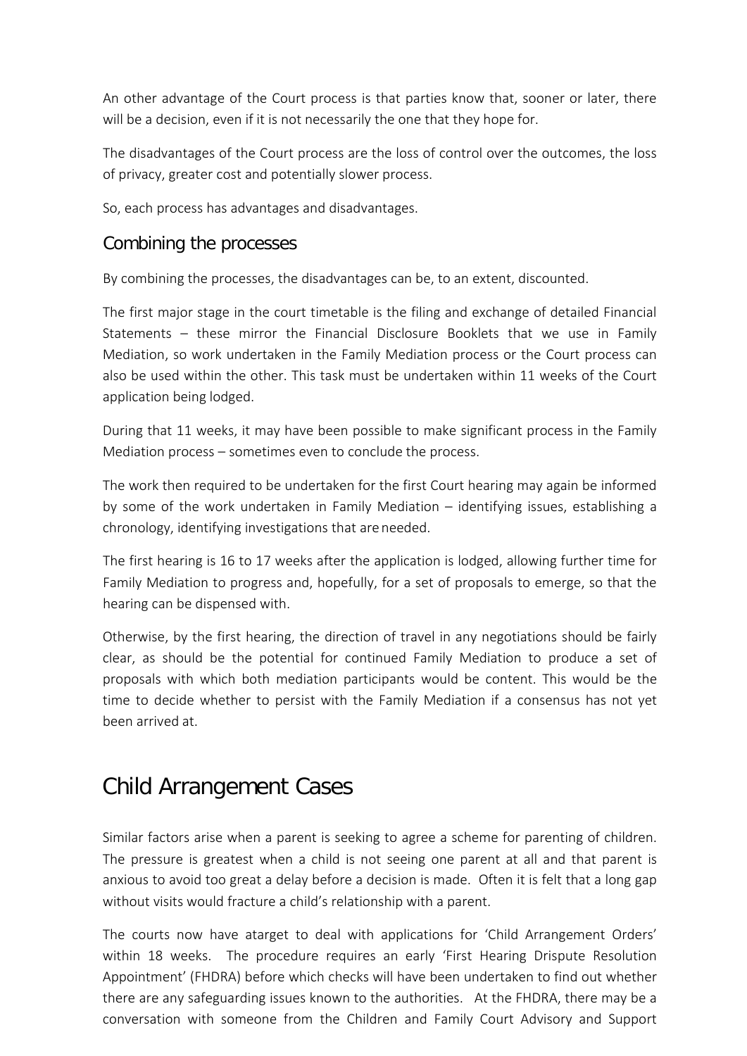An other advantage of the Court process is that parties know that, sooner or later, there will be a decision, even if it is not necessarily the one that they hope for.

The disadvantages of the Court process are the loss of control over the outcomes, the loss of privacy, greater cost and potentially slower process.

So, each process has advantages and disadvantages.

## Combining the processes

By combining the processes, the disadvantages can be, to an extent, discounted.

The first major stage in the court timetable is the filing and exchange of detailed Financial Statements – these mirror the Financial Disclosure Booklets that we use in Family Mediation, so work undertaken in the Family Mediation process or the Court process can also be used within the other. This task must be undertaken within 11 weeks of the Court application being lodged.

During that 11 weeks, it may have been possible to make significant process in the Family Mediation process – sometimes even to conclude the process.

The work then required to be undertaken for the first Court hearing may again be informed by some of the work undertaken in Family Mediation – identifying issues, establishing a chronology, identifying investigations that are needed.

The first hearing is 16 to 17 weeks after the application is lodged, allowing further time for Family Mediation to progress and, hopefully, for a set of proposals to emerge, so that the hearing can be dispensed with.

Otherwise, by the first hearing, the direction of travel in any negotiations should be fairly clear, as should be the potential for continued Family Mediation to produce a set of proposals with which both mediation participants would be content. This would be the time to decide whether to persist with the Family Mediation if a consensus has not yet been arrived at.

# Child Arrangement Cases

Similar factors arise when a parent is seeking to agree a scheme for parenting of children. The pressure is greatest when a child is not seeing one parent at all and that parent is anxious to avoid too great a delay before a decision is made. Often it is felt that a long gap without visits would fracture a child's relationship with a parent.

The courts now have atarget to deal with applications for 'Child Arrangement Orders' within 18 weeks. The procedure requires an early 'First Hearing Drispute Resolution Appointment' (FHDRA) before which checks will have been undertaken to find out whether there are any safeguarding issues known to the authorities. At the FHDRA, there may be a conversation with someone from the Children and Family Court Advisory and Support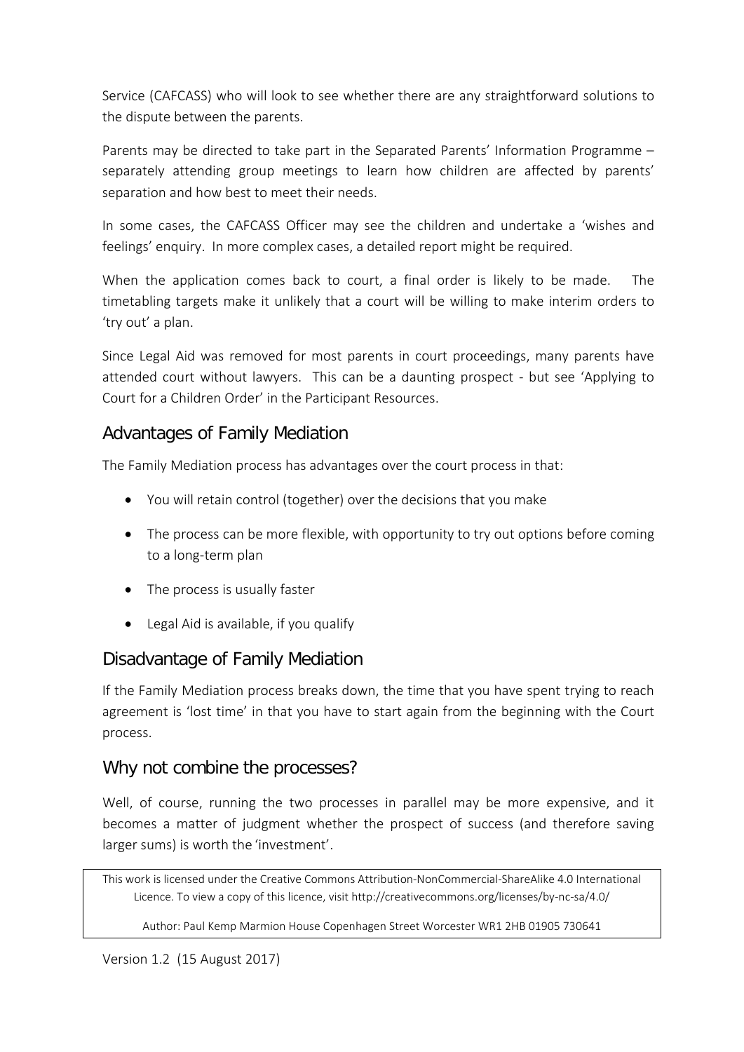Service (CAFCASS) who will look to see whether there are any straightforward solutions to the dispute between the parents.

Parents may be directed to take part in the Separated Parents' Information Programme – separately attending group meetings to learn how children are affected by parents' separation and how best to meet their needs.

In some cases, the CAFCASS Officer may see the children and undertake a 'wishes and feelings' enquiry. In more complex cases, a detailed report might be required.

When the application comes back to court, a final order is likely to be made. The timetabling targets make it unlikely that a court will be willing to make interim orders to 'try out' a plan.

Since Legal Aid was removed for most parents in court proceedings, many parents have attended court without lawyers. This can be a daunting prospect - but see 'Applying to Court for a Children Order' in the Participant Resources.

## Advantages of Family Mediation

The Family Mediation process has advantages over the court process in that:

- You will retain control (together) over the decisions that you make
- The process can be more flexible, with opportunity to try out options before coming to a long-term plan
- The process is usually faster
- Legal Aid is available, if you qualify

## Disadvantage of Family Mediation

If the Family Mediation process breaks down, the time that you have spent trying to reach agreement is 'lost time' in that you have to start again from the beginning with the Court process.

## Why not combine the processes?

Well, of course, running the two processes in parallel may be more expensive, and it becomes a matter of judgment whether the prospect of success (and therefore saving larger sums) is worth the 'investment'.

This work is licensed under the Creative Commons Attribution-NonCommercial-ShareAlike 4.0 International Licence. To view a copy of this licence, visit http://creativecommons.org/licenses/by-nc-sa/4.0/

Author: Paul Kemp Marmion House Copenhagen Street Worcester WR1 2HB 01905 730641

Version 1.2 (15 August 2017)